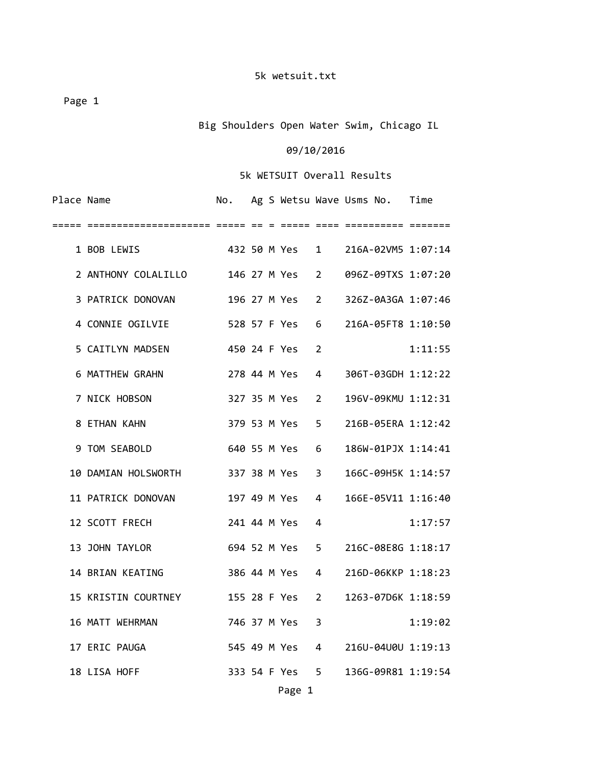5k wetsuit.txt

Big Shoulders Open Water Swim, Chicago IL

09/10/2016

5k WETSUIT Overall Results

| Place | Name | No. | Ag | S | Wetsu | Wave | Usms No. | Time |
|---|---|---|---|---|---|---|---|---|
| 1 | BOB LEWIS | 432 | 50 | M | Yes | 1 | 216A-02VM5 | 1:07:14 |
| 2 | ANTHONY COLALILLO | 146 | 27 | M | Yes | 2 | 096Z-09TXS | 1:07:20 |
| 3 | PATRICK DONOVAN | 196 | 27 | M | Yes | 2 | 326Z-0A3GA | 1:07:46 |
| 4 | CONNIE OGILVIE | 528 | 57 | F | Yes | 6 | 216A-05FT8 | 1:10:50 |
| 5 | CAITLYN MADSEN | 450 | 24 | F | Yes | 2 | | 1:11:55 |
| 6 | MATTHEW GRAHN | 278 | 44 | M | Yes | 4 | 306T-03GDH | 1:12:22 |
| 7 | NICK HOBSON | 327 | 35 | M | Yes | 2 | 196V-09KMU | 1:12:31 |
| 8 | ETHAN KAHN | 379 | 53 | M | Yes | 5 | 216B-05ERA | 1:12:42 |
| 9 | TOM SEABOLD | 640 | 55 | M | Yes | 6 | 186W-01PJX | 1:14:41 |
| 10 | DAMIAN HOLSWORTH | 337 | 38 | M | Yes | 3 | 166C-09H5K | 1:14:57 |
| 11 | PATRICK DONOVAN | 197 | 49 | M | Yes | 4 | 166E-05V11 | 1:16:40 |
| 12 | SCOTT FRECH | 241 | 44 | M | Yes | 4 | | 1:17:57 |
| 13 | JOHN TAYLOR | 694 | 52 | M | Yes | 5 | 216C-08E8G | 1:18:17 |
| 14 | BRIAN KEATING | 386 | 44 | M | Yes | 4 | 216D-06KKP | 1:18:23 |
| 15 | KRISTIN COURTNEY | 155 | 28 | F | Yes | 2 | 1263-07D6K | 1:18:59 |
| 16 | MATT WEHRMAN | 746 | 37 | M | Yes | 3 | | 1:19:02 |
| 17 | ERIC PAUGA | 545 | 49 | M | Yes | 4 | 216U-04U0U | 1:19:13 |
| 18 | LISA HOFF | 333 | 54 | F | Yes | 5 | 136G-09R81 | 1:19:54 |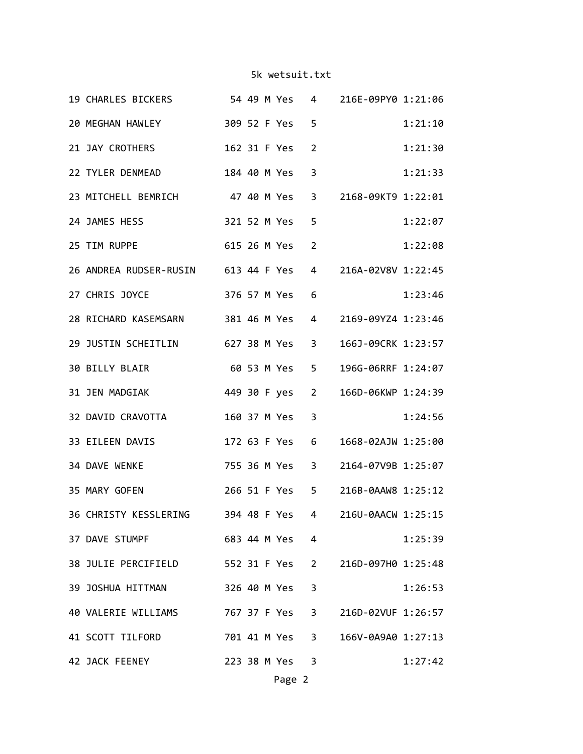5k wetsuit.txt

```
19 CHARLES BICKERS         54 49 M Yes   4   216E-09PY0 1:21:06
20 MEGHAN HAWLEY          309 52 F Yes   5              1:21:10
21 JAY CROTHERS           162 31 F Yes   2              1:21:30
22 TYLER DENMEAD          184 40 M Yes   3              1:21:33
23 MITCHELL BEMRICH        47 40 M Yes   3   2168-09KT9 1:22:01
24 JAMES HESS             321 52 M Yes   5              1:22:07
25 TIM RUPPE              615 26 M Yes   2              1:22:08
26 ANDREA RUDSER-RUSIN    613 44 F Yes   4   216A-02V8V 1:22:45
27 CHRIS JOYCE            376 57 M Yes   6              1:23:46
28 RICHARD KASEMSARN      381 46 M Yes   4   2169-09YZ4 1:23:46
29 JUSTIN SCHEITLIN       627 38 M Yes   3   166J-09CRK 1:23:57
30 BILLY BLAIR             60 53 M Yes   5   196G-06RRF 1:24:07
31 JEN MADGIAK            449 30 F yes   2   166D-06KWP 1:24:39
32 DAVID CRAVOTTA         160 37 M Yes   3              1:24:56
33 EILEEN DAVIS           172 63 F Yes   6   1668-02AJW 1:25:00
34 DAVE WENKE             755 36 M Yes   3   2164-07V9B 1:25:07
35 MARY GOFEN             266 51 F Yes   5   216B-0AAW8 1:25:12
36 CHRISTY KESSLERING     394 48 F Yes   4   216U-0AACW 1:25:15
37 DAVE STUMPF            683 44 M Yes   4              1:25:39
38 JULIE PERCIFIELD       552 31 F Yes   2   216D-097H0 1:25:48
39 JOSHUA HITTMAN         326 40 M Yes   3              1:26:53
40 VALERIE WILLIAMS       767 37 F Yes   3   216D-02VUF 1:26:57
41 SCOTT TILFORD          701 41 M Yes   3   166V-0A9A0 1:27:13
42 JACK FEENEY            223 38 M Yes   3              1:27:42
```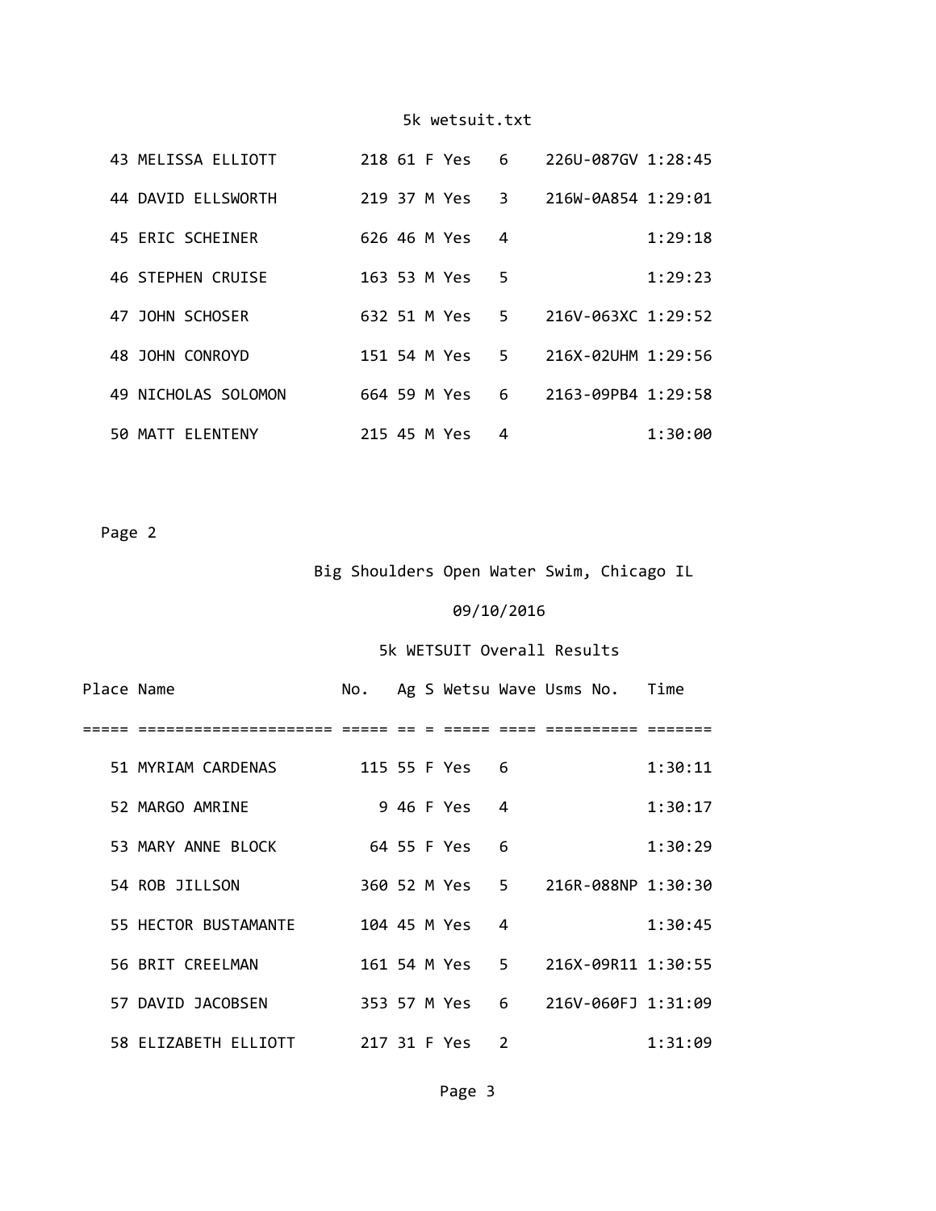| Place | Name | No. | Ag | S | Wetsu | Wave | Usms No. | Time |
|---|---|---|---|---|---|---|---|---|
| 43 | MELISSA ELLIOTT | 218 | 61 | F | Yes | 6 | 226U-087GV | 1:28:45 |
| 44 | DAVID ELLSWORTH | 219 | 37 | M | Yes | 3 | 216W-0A854 | 1:29:01 |
| 45 | ERIC SCHEINER | 626 | 46 | M | Yes | 4 | | 1:29:18 |
| 46 | STEPHEN CRUISE | 163 | 53 | M | Yes | 5 | | 1:29:23 |
| 47 | JOHN SCHOSER | 632 | 51 | M | Yes | 5 | 216V-063XC | 1:29:52 |
| 48 | JOHN CONROYD | 151 | 54 | M | Yes | 5 | 216X-02UHM | 1:29:56 |
| 49 | NICHOLAS SOLOMON | 664 | 59 | M | Yes | 6 | 2163-09PB4 | 1:29:58 |
| 50 | MATT ELENTENY | 215 | 45 | M | Yes | 4 | | 1:30:00 |

Page 2

Big Shoulders Open Water Swim, Chicago IL

09/10/2016

5k WETSUIT Overall Results

| Place | Name | No. | Ag | S | Wetsu | Wave | Usms No. | Time |
|---|---|---|---|---|---|---|---|---|
| 51 | MYRIAM CARDENAS | 115 | 55 | F | Yes | 6 | | 1:30:11 |
| 52 | MARGO AMRINE | 9 | 46 | F | Yes | 4 | | 1:30:17 |
| 53 | MARY ANNE BLOCK | 64 | 55 | F | Yes | 6 | | 1:30:29 |
| 54 | ROB JILLSON | 360 | 52 | M | Yes | 5 | 216R-088NP | 1:30:30 |
| 55 | HECTOR BUSTAMANTE | 104 | 45 | M | Yes | 4 | | 1:30:45 |
| 56 | BRIT CREELMAN | 161 | 54 | M | Yes | 5 | 216X-09R11 | 1:30:55 |
| 57 | DAVID JACOBSEN | 353 | 57 | M | Yes | 6 | 216V-060FJ | 1:31:09 |
| 58 | ELIZABETH ELLIOTT | 217 | 31 | F | Yes | 2 | | 1:31:09 |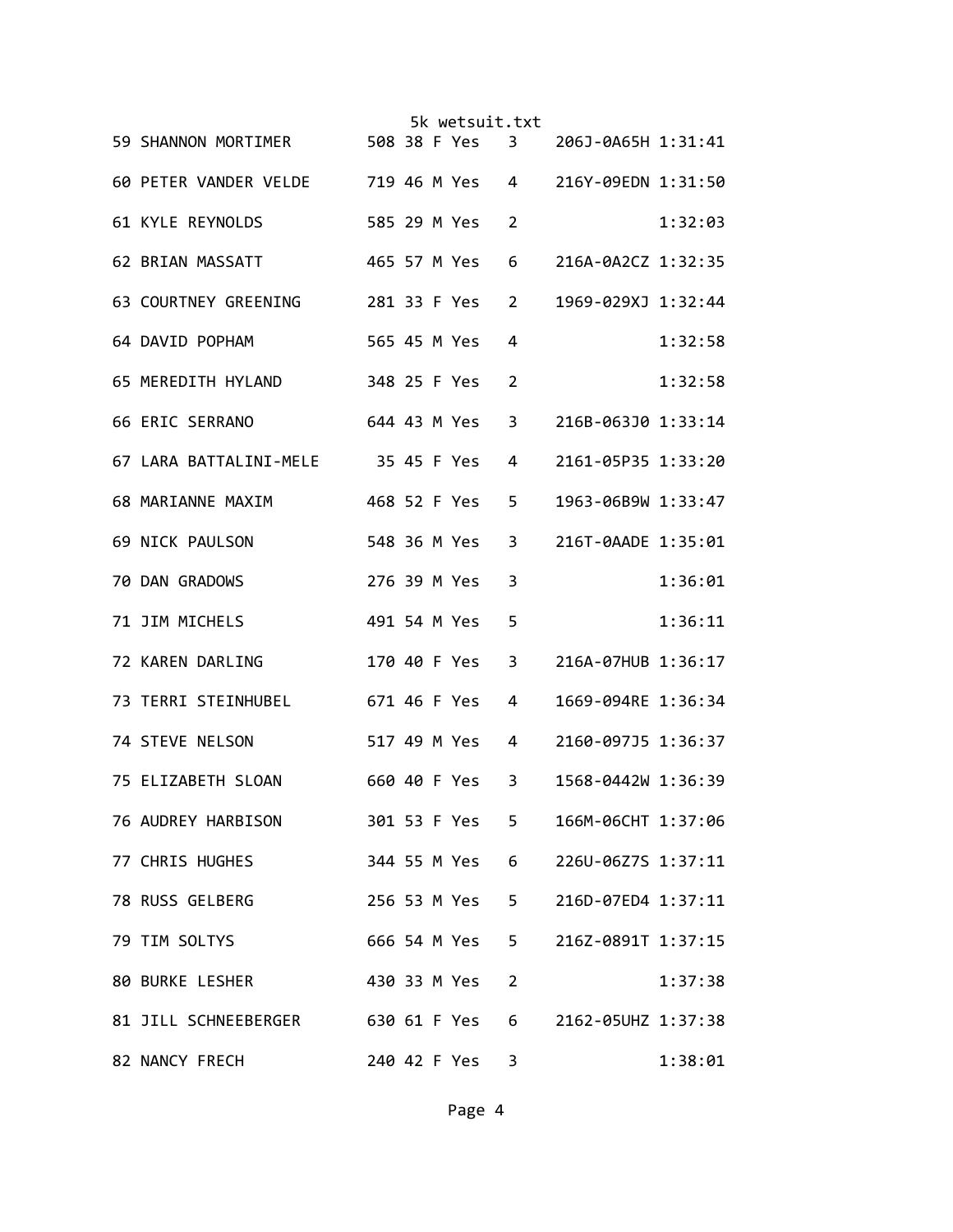| Place | Name | Bib | Age | Sex | Wetsuit | Group | ID | Time |
|---|---|---|---|---|---|---|---|---|
| 59 | SHANNON MORTIMER | 508 | 38 | F | Yes | 3 | 206J-0A65H | 1:31:41 |
| 60 | PETER VANDER VELDE | 719 | 46 | M | Yes | 4 | 216Y-09EDN | 1:31:50 |
| 61 | KYLE REYNOLDS | 585 | 29 | M | Yes | 2 | | 1:32:03 |
| 62 | BRIAN MASSATT | 465 | 57 | M | Yes | 6 | 216A-0A2CZ | 1:32:35 |
| 63 | COURTNEY GREENING | 281 | 33 | F | Yes | 2 | 1969-029XJ | 1:32:44 |
| 64 | DAVID POPHAM | 565 | 45 | M | Yes | 4 | | 1:32:58 |
| 65 | MEREDITH HYLAND | 348 | 25 | F | Yes | 2 | | 1:32:58 |
| 66 | ERIC SERRANO | 644 | 43 | M | Yes | 3 | 216B-063J0 | 1:33:14 |
| 67 | LARA BATTALINI-MELE | 35 | 45 | F | Yes | 4 | 2161-05P35 | 1:33:20 |
| 68 | MARIANNE MAXIM | 468 | 52 | F | Yes | 5 | 1963-06B9W | 1:33:47 |
| 69 | NICK PAULSON | 548 | 36 | M | Yes | 3 | 216T-0AADE | 1:35:01 |
| 70 | DAN GRADOWS | 276 | 39 | M | Yes | 3 | | 1:36:01 |
| 71 | JIM MICHELS | 491 | 54 | M | Yes | 5 | | 1:36:11 |
| 72 | KAREN DARLING | 170 | 40 | F | Yes | 3 | 216A-07HUB | 1:36:17 |
| 73 | TERRI STEINHUBEL | 671 | 46 | F | Yes | 4 | 1669-094RE | 1:36:34 |
| 74 | STEVE NELSON | 517 | 49 | M | Yes | 4 | 2160-097J5 | 1:36:37 |
| 75 | ELIZABETH SLOAN | 660 | 40 | F | Yes | 3 | 1568-0442W | 1:36:39 |
| 76 | AUDREY HARBISON | 301 | 53 | F | Yes | 5 | 166M-06CHT | 1:37:06 |
| 77 | CHRIS HUGHES | 344 | 55 | M | Yes | 6 | 226U-06Z7S | 1:37:11 |
| 78 | RUSS GELBERG | 256 | 53 | M | Yes | 5 | 216D-07ED4 | 1:37:11 |
| 79 | TIM SOLTYS | 666 | 54 | M | Yes | 5 | 216Z-0891T | 1:37:15 |
| 80 | BURKE LESHER | 430 | 33 | M | Yes | 2 | | 1:37:38 |
| 81 | JILL SCHNEEBERGER | 630 | 61 | F | Yes | 6 | 2162-05UHZ | 1:37:38 |
| 82 | NANCY FRECH | 240 | 42 | F | Yes | 3 | | 1:38:01 |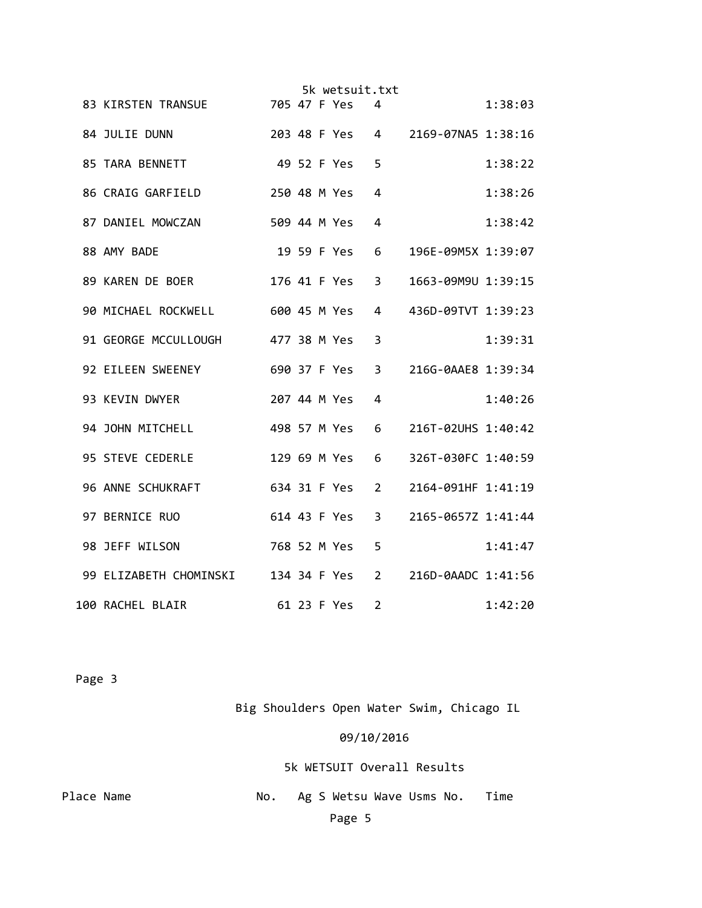| Place | Name | No. | Ag | S | Wetsu | Wave | Usms No. | Time |
|---|---|---|---|---|---|---|---|---|
| 83 | KIRSTEN TRANSUE | 705 | 47 | F | Yes | 4 | | 1:38:03 |
| 84 | JULIE DUNN | 203 | 48 | F | Yes | 4 | 2169-07NA5 | 1:38:16 |
| 85 | TARA BENNETT | 49 | 52 | F | Yes | 5 | | 1:38:22 |
| 86 | CRAIG GARFIELD | 250 | 48 | M | Yes | 4 | | 1:38:26 |
| 87 | DANIEL MOWCZAN | 509 | 44 | M | Yes | 4 | | 1:38:42 |
| 88 | AMY BADE | 19 | 59 | F | Yes | 6 | 196E-09M5X | 1:39:07 |
| 89 | KAREN DE BOER | 176 | 41 | F | Yes | 3 | 1663-09M9U | 1:39:15 |
| 90 | MICHAEL ROCKWELL | 600 | 45 | M | Yes | 4 | 436D-09TVT | 1:39:23 |
| 91 | GEORGE MCCULLOUGH | 477 | 38 | M | Yes | 3 | | 1:39:31 |
| 92 | EILEEN SWEENEY | 690 | 37 | F | Yes | 3 | 216G-0AAE8 | 1:39:34 |
| 93 | KEVIN DWYER | 207 | 44 | M | Yes | 4 | | 1:40:26 |
| 94 | JOHN MITCHELL | 498 | 57 | M | Yes | 6 | 216T-02UHS | 1:40:42 |
| 95 | STEVE CEDERLE | 129 | 69 | M | Yes | 6 | 326T-030FC | 1:40:59 |
| 96 | ANNE SCHUKRAFT | 634 | 31 | F | Yes | 2 | 2164-091HF | 1:41:19 |
| 97 | BERNICE RUO | 614 | 43 | F | Yes | 3 | 2165-0657Z | 1:41:44 |
| 98 | JEFF WILSON | 768 | 52 | M | Yes | 5 | | 1:41:47 |
| 99 | ELIZABETH CHOMINSKI | 134 | 34 | F | Yes | 2 | 216D-0AADC | 1:41:56 |
| 100 | RACHEL BLAIR | 61 | 23 | F | Yes | 2 | | 1:42:20 |

Big Shoulders Open Water Swim, Chicago IL

09/10/2016

5k WETSUIT Overall Results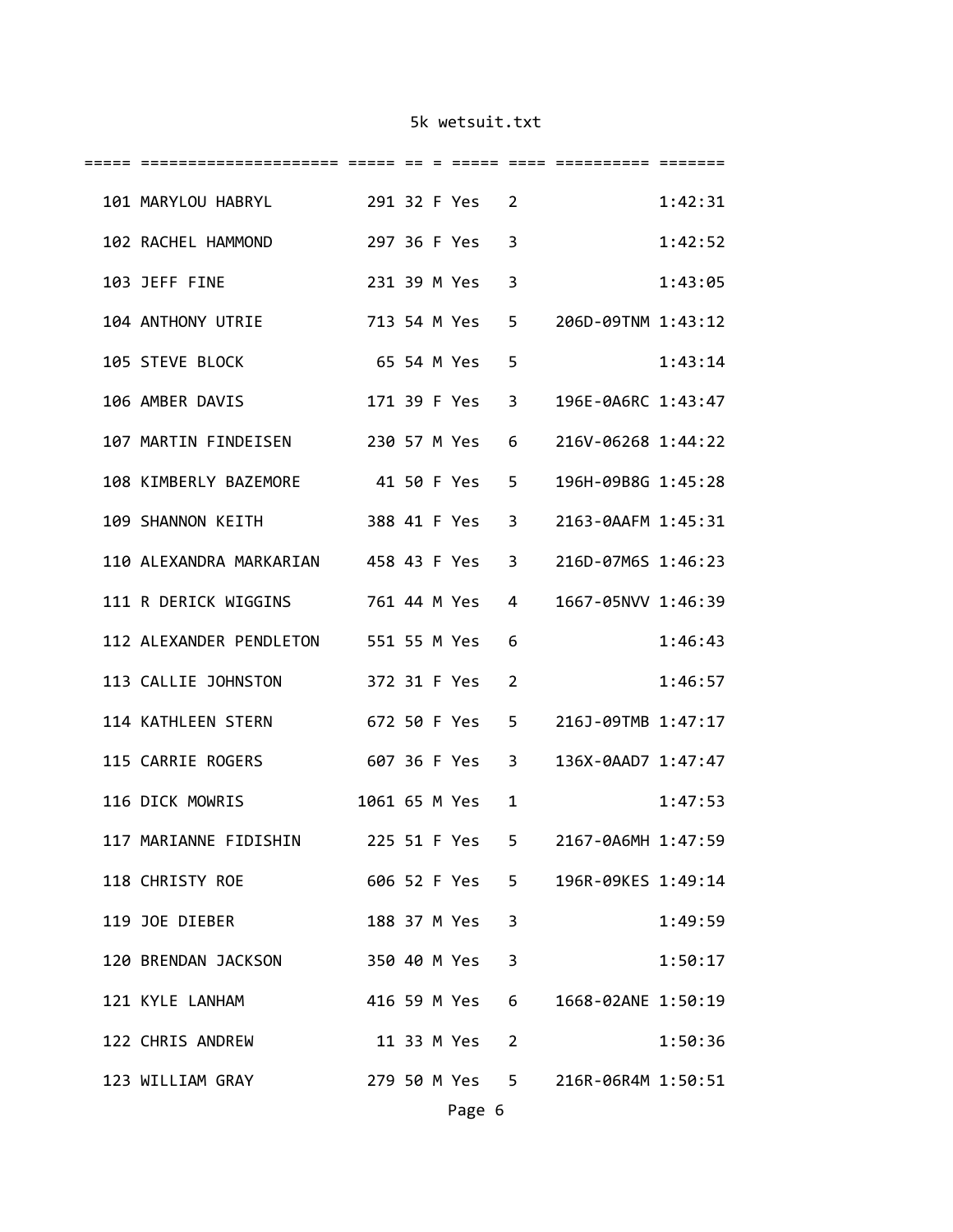5k wetsuit.txt

```
===== ==================== ===== == = ===== ==== ========== =======
  101 MARYLOU HABRYL         291 32 F Yes   2               1:42:31
  102 RACHEL HAMMOND         297 36 F Yes   3               1:42:52
  103 JEFF FINE              231 39 M Yes   3               1:43:05
  104 ANTHONY UTRIE          713 54 M Yes   5    206D-09TNM 1:43:12
  105 STEVE BLOCK             65 54 M Yes   5               1:43:14
  106 AMBER DAVIS            171 39 F Yes   3    196E-0A6RC 1:43:47
  107 MARTIN FINDEISEN       230 57 M Yes   6    216V-06268 1:44:22
  108 KIMBERLY BAZEMORE       41 50 F Yes   5    196H-09B8G 1:45:28
  109 SHANNON KEITH          388 41 F Yes   3    2163-0AAFM 1:45:31
  110 ALEXANDRA MARKARIAN    458 43 F Yes   3    216D-07M6S 1:46:23
  111 R DERICK WIGGINS       761 44 M Yes   4    1667-05NVV 1:46:39
  112 ALEXANDER PENDLETON    551 55 M Yes   6               1:46:43
  113 CALLIE JOHNSTON        372 31 F Yes   2               1:46:57
  114 KATHLEEN STERN         672 50 F Yes   5    216J-09TMB 1:47:17
  115 CARRIE ROGERS          607 36 F Yes   3    136X-0AAD7 1:47:47
  116 DICK MOWRIS           1061 65 M Yes   1               1:47:53
  117 MARIANNE FIDISHIN      225 51 F Yes   5    2167-0A6MH 1:47:59
  118 CHRISTY ROE            606 52 F Yes   5    196R-09KES 1:49:14
  119 JOE DIEBER             188 37 M Yes   3               1:49:59
  120 BRENDAN JACKSON        350 40 M Yes   3               1:50:17
  121 KYLE LANHAM            416 59 M Yes   6    1668-02ANE 1:50:19
  122 CHRIS ANDREW            11 33 M Yes   2               1:50:36
  123 WILLIAM GRAY           279 50 M Yes   5    216R-06R4M 1:50:51
```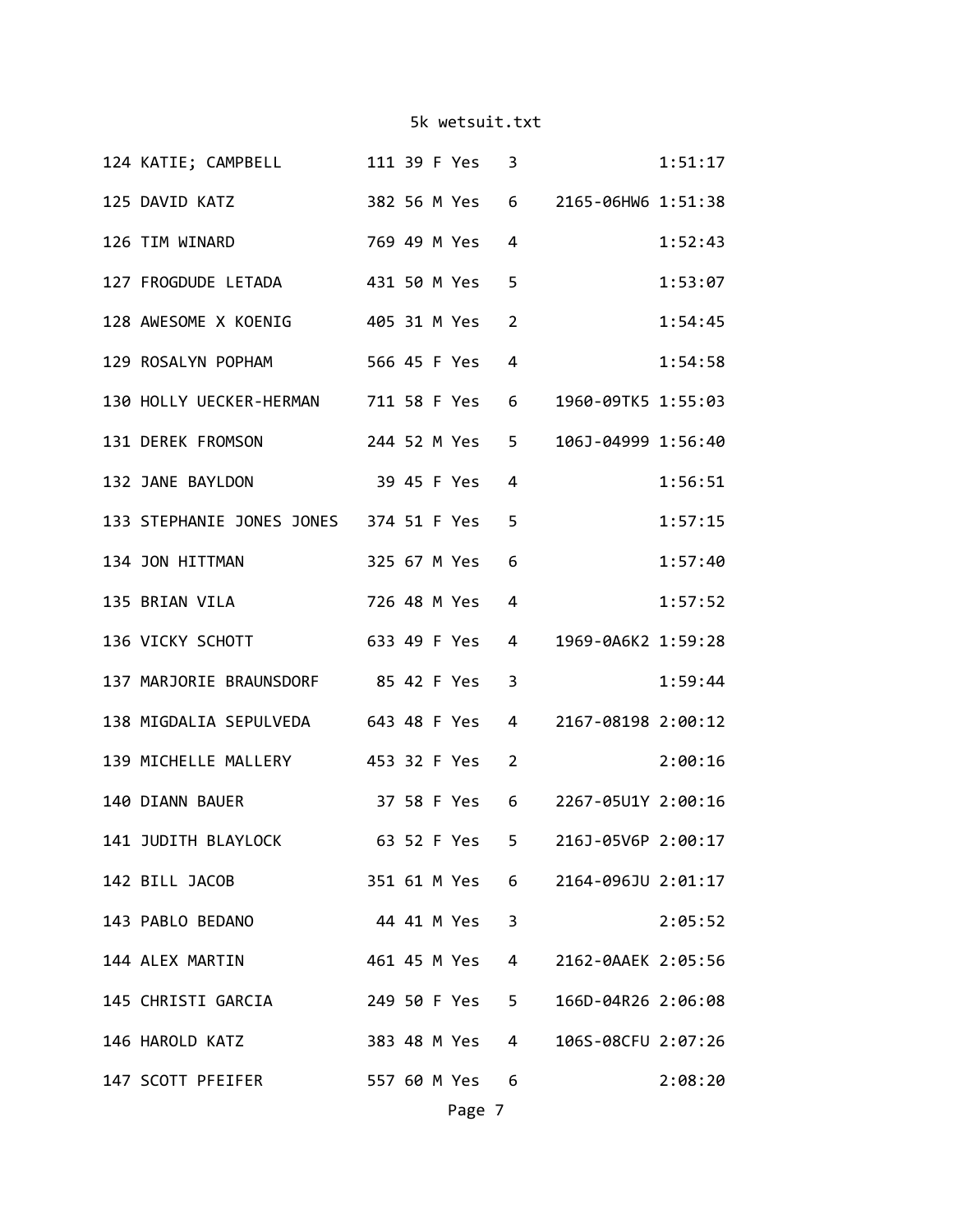```
124 KATIE; CAMPBELL         111 39 F Yes   3                  1:51:17
125 DAVID KATZ              382 56 M Yes   6    2165-06HW6 1:51:38
126 TIM WINARD              769 49 M Yes   4                  1:52:43
127 FROGDUDE LETADA         431 50 M Yes   5                  1:53:07
128 AWESOME X KOENIG        405 31 M Yes   2                  1:54:45
129 ROSALYN POPHAM          566 45 F Yes   4                  1:54:58
130 HOLLY UECKER-HERMAN     711 58 F Yes   6    1960-09TK5 1:55:03
131 DEREK FROMSON           244 52 M Yes   5    106J-04999 1:56:40
132 JANE BAYLDON             39 45 F Yes   4                  1:56:51
133 STEPHANIE JONES JONES   374 51 F Yes   5                  1:57:15
134 JON HITTMAN             325 67 M Yes   6                  1:57:40
135 BRIAN VILA              726 48 M Yes   4                  1:57:52
136 VICKY SCHOTT            633 49 F Yes   4    1969-0A6K2 1:59:28
137 MARJORIE BRAUNSDORF      85 42 F Yes   3                  1:59:44
138 MIGDALIA SEPULVEDA      643 48 F Yes   4    2167-08198 2:00:12
139 MICHELLE MALLERY        453 32 F Yes   2                  2:00:16
140 DIANN BAUER              37 58 F Yes   6    2267-05U1Y 2:00:16
141 JUDITH BLAYLOCK          63 52 F Yes   5    216J-05V6P 2:00:17
142 BILL JACOB              351 61 M Yes   6    2164-096JU 2:01:17
143 PABLO BEDANO             44 41 M Yes   3                  2:05:52
144 ALEX MARTIN             461 45 M Yes   4    2162-0AAEK 2:05:56
145 CHRISTI GARCIA          249 50 F Yes   5    166D-04R26 2:06:08
146 HAROLD KATZ             383 48 M Yes   4    106S-08CFU 2:07:26
147 SCOTT PFEIFER           557 60 M Yes   6                  2:08:20
```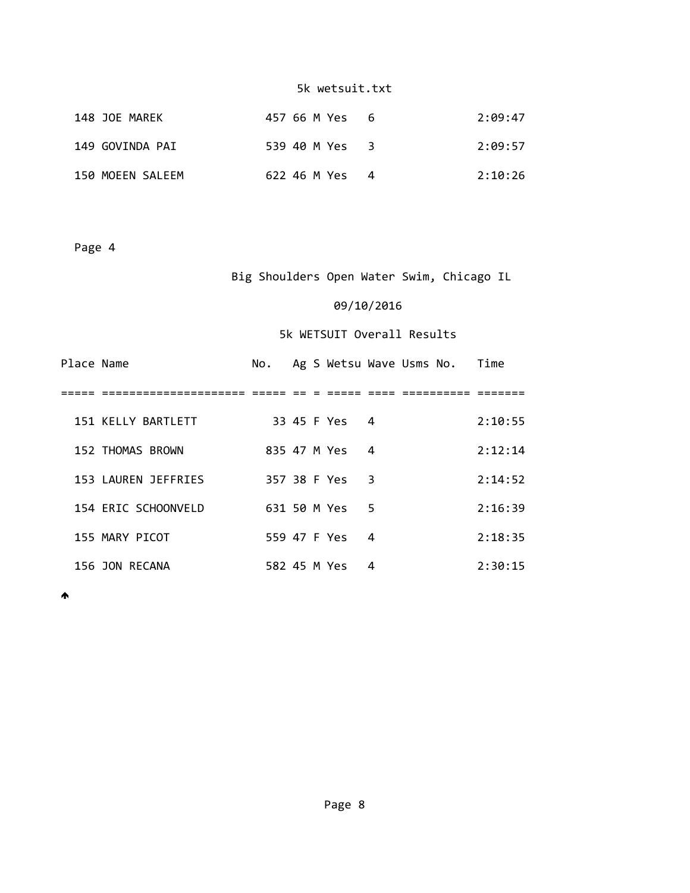| | | | | | | | | |
|---|---|---|---|---|---|---|---|---|
| 148 | JOE MAREK | 457 | 66 | M | Yes | 6 | | 2:09:47 |
| 149 | GOVINDA PAI | 539 | 40 | M | Yes | 3 | | 2:09:57 |
| 150 | MOEEN SALEEM | 622 | 46 | M | Yes | 4 | | 2:10:26 |

Page 4

Big Shoulders Open Water Swim, Chicago IL

09/10/2016

5k WETSUIT Overall Results

| Place | Name | No. | Ag | S | Wetsu | Wave | Usms No. | Time |
|---|---|---|---|---|---|---|---|---|
| 151 | KELLY BARTLETT | 33 | 45 | F | Yes | 4 | | 2:10:55 |
| 152 | THOMAS BROWN | 835 | 47 | M | Yes | 4 | | 2:12:14 |
| 153 | LAUREN JEFFRIES | 357 | 38 | F | Yes | 3 | | 2:14:52 |
| 154 | ERIC SCHOONVELD | 631 | 50 | M | Yes | 5 | | 2:16:39 |
| 155 | MARY PICOT | 559 | 47 | F | Yes | 4 | | 2:18:35 |
| 156 | JON RECANA | 582 | 45 | M | Yes | 4 | | 2:30:15 |